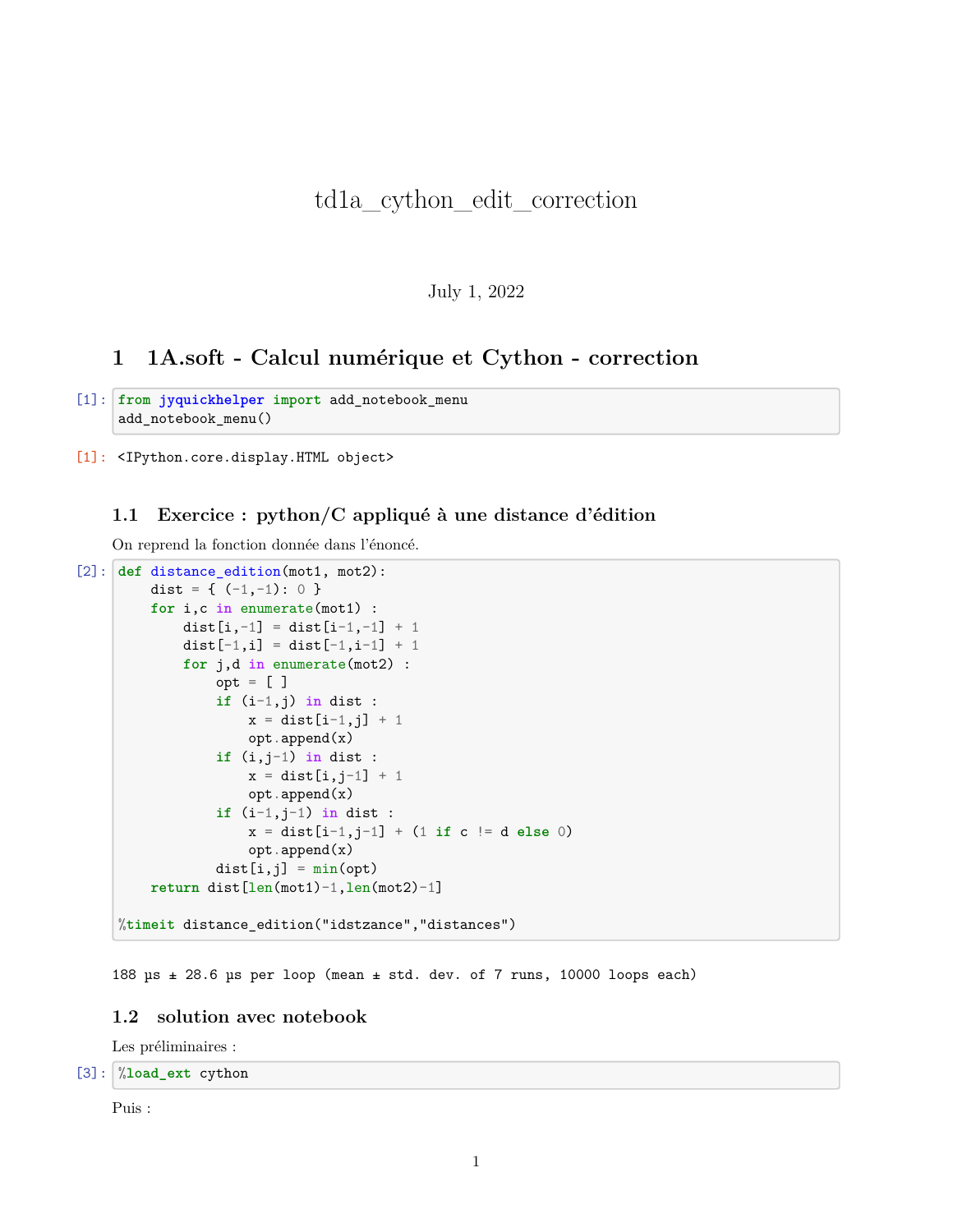# td1a_cython_edit_correction

July 1, 2022

## 1 1A.soft - Calcul numérique et Cython - correction

[1]:
```
from jyquickhelper import add_notebook_menu
add_notebook_menu()
```

[1]: `<IPython.core.display.HTML object>`

### 1.1 Exercice : python/C appliqué à une distance d'édition

On reprend la fonction donnée dans l'énoncé.

[2]:
```
def distance_edition(mot1, mot2):
    dist = { (-1,-1): 0 }
    for i,c in enumerate(mot1) :
        dist[i,-1] = dist[i-1,-1] + 1
        dist[-1,i] = dist[-1,i-1] + 1
        for j,d in enumerate(mot2) :
            opt = [ ]
            if (i-1,j) in dist :
                x = dist[i-1,j] + 1
                opt.append(x)
            if (i,j-1) in dist :
                x = dist[i,j-1] + 1
                opt.append(x)
            if (i-1,j-1) in dist :
                x = dist[i-1,j-1] + (1 if c != d else 0)
                opt.append(x)
            dist[i,j] = min(opt)
    return dist[len(mot1)-1,len(mot2)-1]

%timeit distance_edition("idstzance","distances")
```

```
188 µs ± 28.6 µs per loop (mean ± std. dev. of 7 runs, 10000 loops each)
```

### 1.2 solution avec notebook

Les préliminaires :

[3]:
```
%load_ext cython
```

Puis :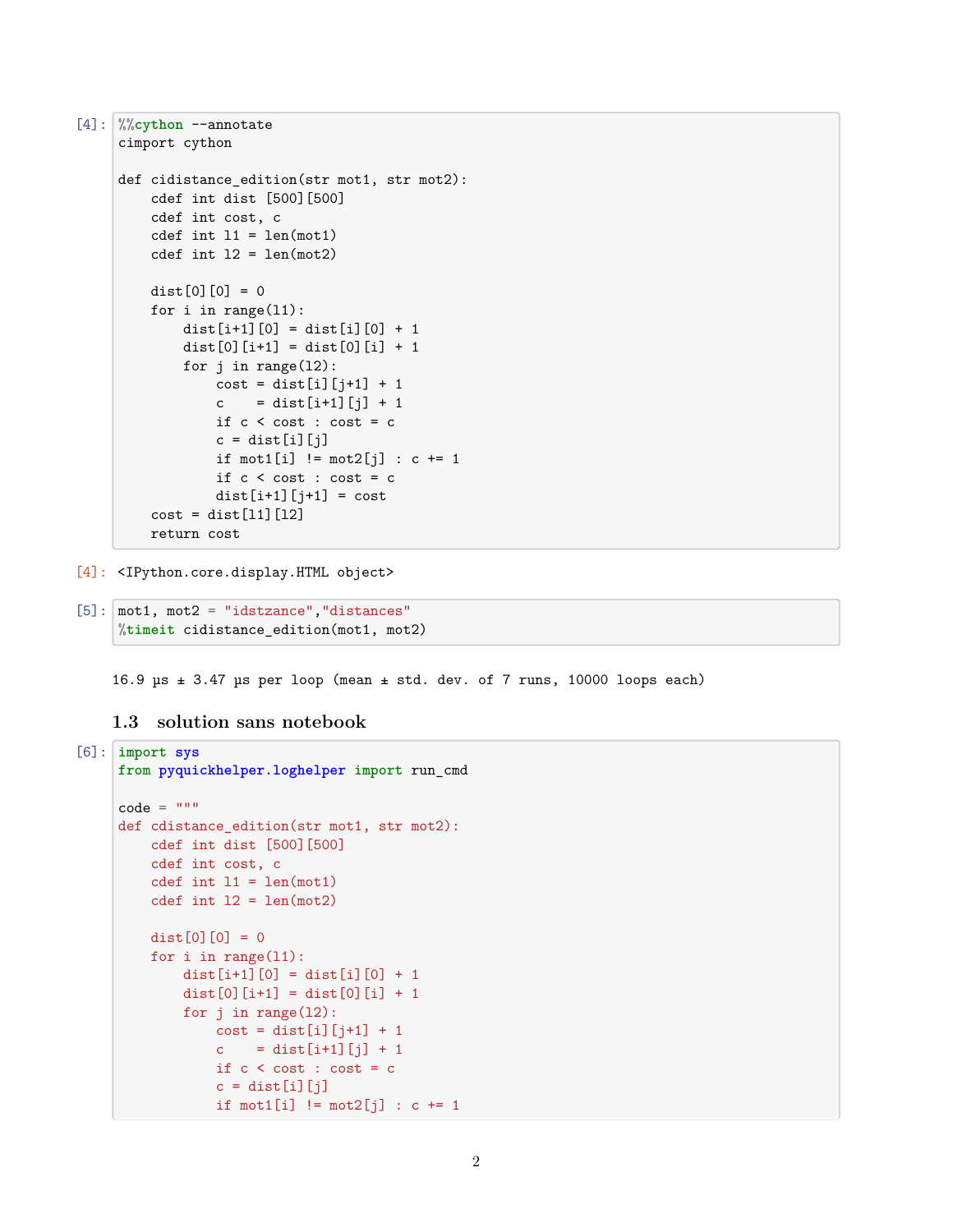```
[4]: %%cython --annotate
cimport cython

def cidistance_edition(str mot1, str mot2):
    cdef int dist [500][500]
    cdef int cost, c
    cdef int l1 = len(mot1)
    cdef int l2 = len(mot2)

    dist[0][0] = 0
    for i in range(l1):
        dist[i+1][0] = dist[i][0] + 1
        dist[0][i+1] = dist[0][i] + 1
        for j in range(l2):
            cost = dist[i][j+1] + 1
            c    = dist[i+1][j] + 1
            if c < cost : cost = c
            c = dist[i][j]
            if mot1[i] != mot2[j] : c += 1
            if c < cost : cost = c
            dist[i+1][j+1] = cost
    cost = dist[l1][l2]
    return cost
```

```
[4]: <IPython.core.display.HTML object>
```

```
[5]: mot1, mot2 = "idstzance","distances"
%timeit cidistance_edition(mot1, mot2)
```

```
16.9 µs ± 3.47 µs per loop (mean ± std. dev. of 7 runs, 10000 loops each)
```

## 1.3 solution sans notebook

```
[6]: import sys
from pyquickhelper.loghelper import run_cmd

code = """
def cdistance_edition(str mot1, str mot2):
    cdef int dist [500][500]
    cdef int cost, c
    cdef int l1 = len(mot1)
    cdef int l2 = len(mot2)

    dist[0][0] = 0
    for i in range(l1):
        dist[i+1][0] = dist[i][0] + 1
        dist[0][i+1] = dist[0][i] + 1
        for j in range(l2):
            cost = dist[i][j+1] + 1
            c    = dist[i+1][j] + 1
            if c < cost : cost = c
            c = dist[i][j]
            if mot1[i] != mot2[j] : c += 1
```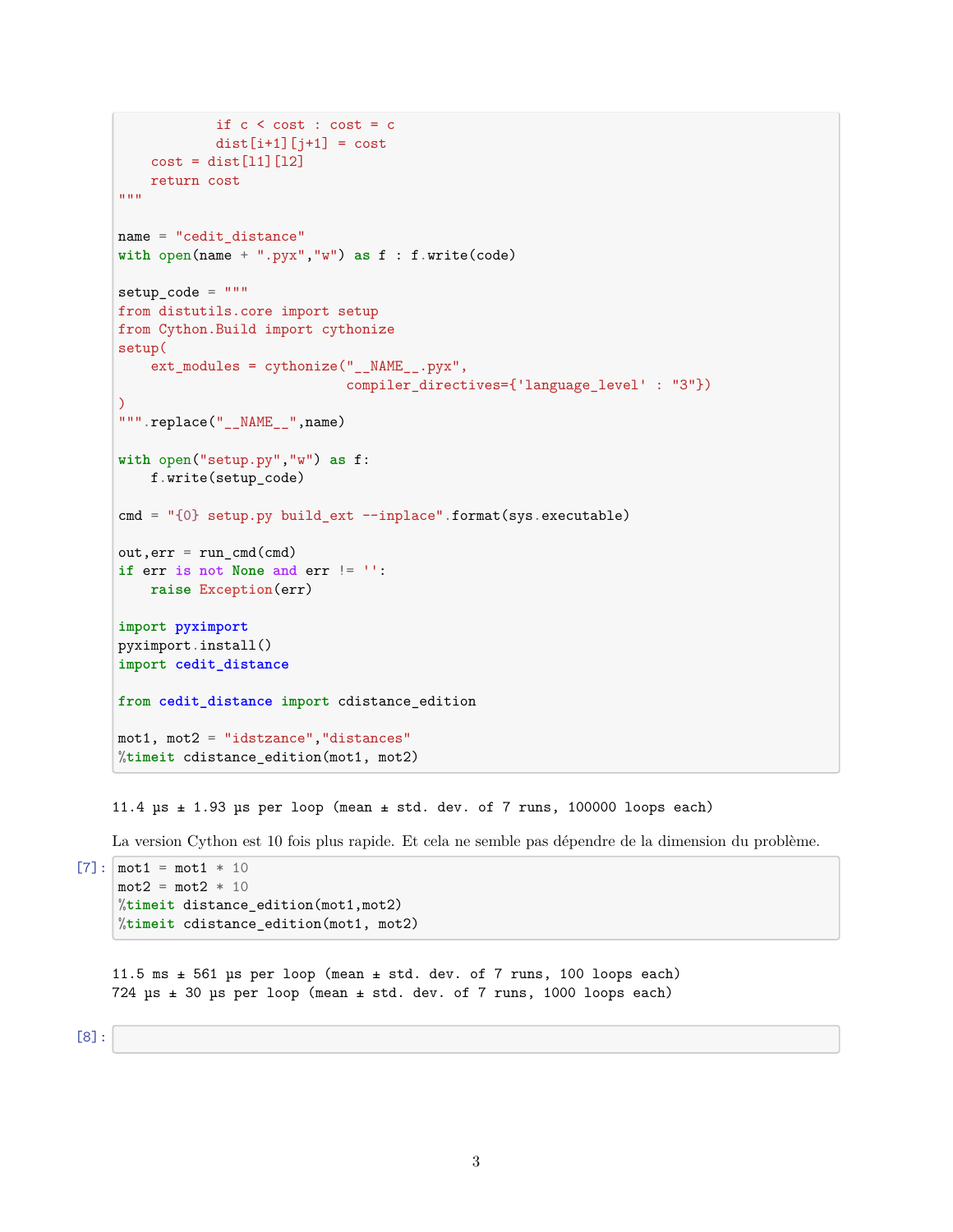```
            if c < cost : cost = c
            dist[i+1][j+1] = cost
    cost = dist[l1][l2]
    return cost
"""

name = "cedit_distance"
with open(name + ".pyx","w") as f : f.write(code)

setup_code = """
from distutils.core import setup
from Cython.Build import cythonize
setup(
    ext_modules = cythonize("__NAME__.pyx",
                            compiler_directives={'language_level' : "3"})
)
""".replace("__NAME__",name)

with open("setup.py","w") as f:
    f.write(setup_code)

cmd = "{0} setup.py build_ext --inplace".format(sys.executable)

out,err = run_cmd(cmd)
if err is not None and err != '':
    raise Exception(err)

import pyximport
pyximport.install()
import cedit_distance

from cedit_distance import cdistance_edition

mot1, mot2 = "idstzance","distances"
%timeit cdistance_edition(mot1, mot2)
```

```
11.4 µs ± 1.93 µs per loop (mean ± std. dev. of 7 runs, 100000 loops each)
```

La version Cython est 10 fois plus rapide. Et cela ne semble pas dépendre de la dimension du problème.

[7]:
```
mot1 = mot1 * 10
mot2 = mot2 * 10
%timeit distance_edition(mot1,mot2)
%timeit cdistance_edition(mot1, mot2)
```

```
11.5 ms ± 561 µs per loop (mean ± std. dev. of 7 runs, 100 loops each)
724 µs ± 30 µs per loop (mean ± std. dev. of 7 runs, 1000 loops each)
```

[8]:
```

```